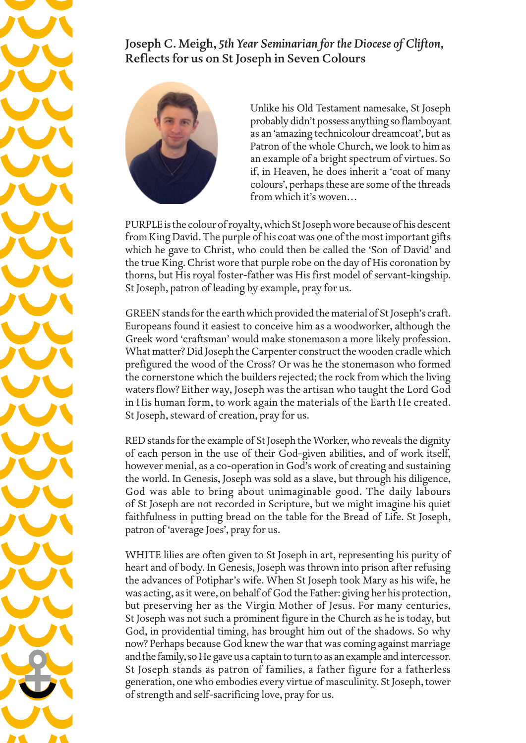## Joseph C. Meigh, *5th Year Seminarian for the Diocese of Clifton*, Reflects for us on St Joseph in Seven Colours

Unlike his Old Testament namesake, St Joseph probably didn't possess anything so flamboyant as an 'amazing technicolour dreamcoat', but as Patron of the whole Church, we look to him as an example of a bright spectrum of virtues. So if, in Heaven, he does inherit a 'coat of many colours', perhaps these are some of the threads from which it's woven…

PURPLE is the colour of royalty, which St Joseph wore because of his descent from King David. The purple of his coat was one of the most important gifts which he gave to Christ, who could then be called the 'Son of David' and the true King. Christ wore that purple robe on the day of His coronation by thorns, but His royal foster-father was His first model of servant-kingship. St Joseph, patron of leading by example, pray for us.

GREEN stands for the earth which provided the material of St Joseph's craft. Europeans found it easiest to conceive him as a woodworker, although the Greek word 'craftsman' would make stonemason a more likely profession. What matter? Did Joseph the Carpenter construct the wooden cradle which prefigured the wood of the Cross? Or was he the stonemason who formed the cornerstone which the builders rejected; the rock from which the living waters flow? Either way, Joseph was the artisan who taught the Lord God in His human form, to work again the materials of the Earth He created. St Joseph, steward of creation, pray for us.

RED stands for the example of St Joseph the Worker, who reveals the dignity of each person in the use of their God-given abilities, and of work itself, however menial, as a co-operation in God's work of creating and sustaining the world. In Genesis, Joseph was sold as a slave, but through his diligence, God was able to bring about unimaginable good. The daily labours of St Joseph are not recorded in Scripture, but we might imagine his quiet faithfulness in putting bread on the table for the Bread of Life. St Joseph, patron of 'average Joes', pray for us.

WHITE lilies are often given to St Joseph in art, representing his purity of heart and of body. In Genesis, Joseph was thrown into prison after refusing the advances of Potiphar's wife. When St Joseph took Mary as his wife, he was acting, as it were, on behalf of God the Father: giving her his protection, but preserving her as the Virgin Mother of Jesus. For many centuries, St Joseph was not such a prominent figure in the Church as he is today, but God, in providential timing, has brought him out of the shadows. So why now? Perhaps because God knew the war that was coming against marriage and the family, so He gave us a captain to turn to as an example and intercessor. St Joseph stands as patron of families, a father figure for a fatherless generation, one who embodies every virtue of masculinity. St Joseph, tower of strength and self-sacrificing love, pray for us.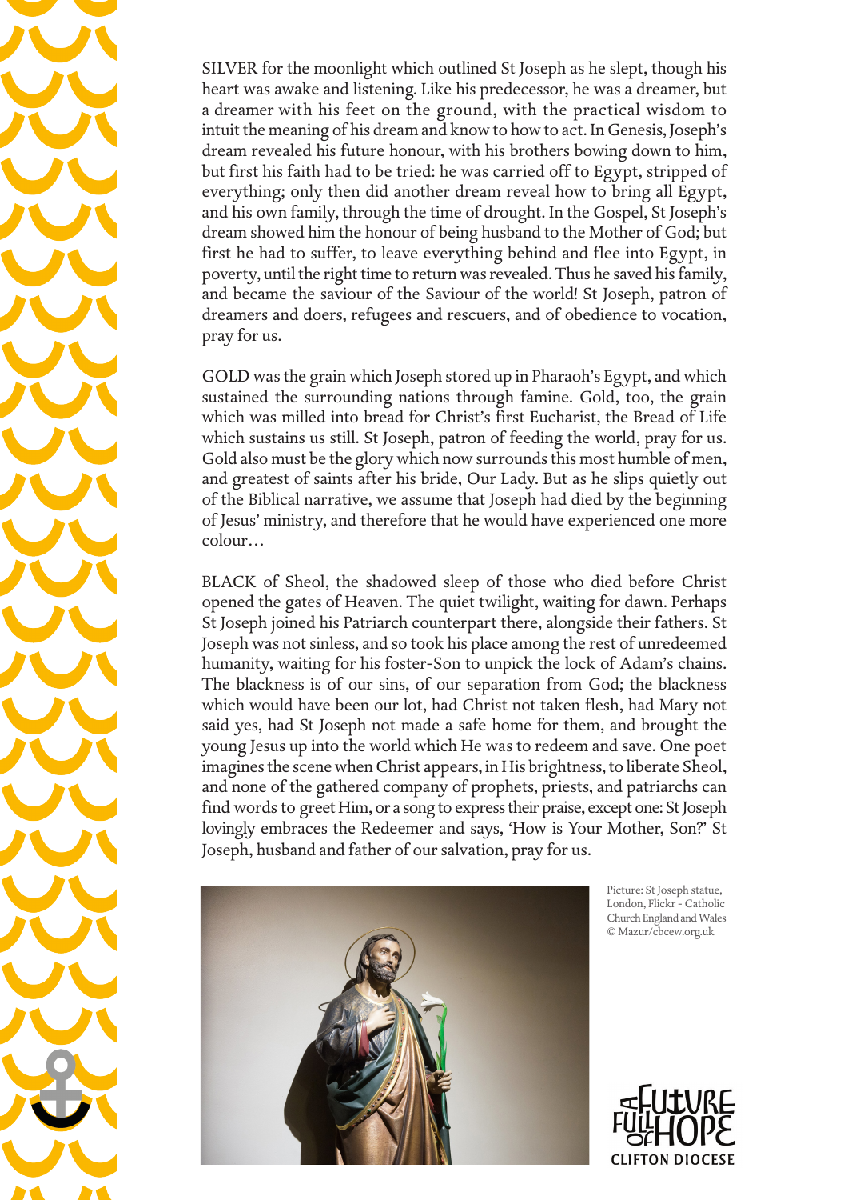SILVER for the moonlight which outlined St Joseph as he slept, though his heart was awake and listening. Like his predecessor, he was a dreamer, but a dreamer with his feet on the ground, with the practical wisdom to intuit the meaning of his dream and know to how to act. In Genesis, Joseph's dream revealed his future honour, with his brothers bowing down to him, but first his faith had to be tried: he was carried off to Egypt, stripped of everything; only then did another dream reveal how to bring all Egypt, and his own family, through the time of drought. In the Gospel, St Joseph's dream showed him the honour of being husband to the Mother of God; but first he had to suffer, to leave everything behind and flee into Egypt, in poverty, until the right time to return was revealed. Thus he saved his family, and became the saviour of the Saviour of the world! St Joseph, patron of dreamers and doers, refugees and rescuers, and of obedience to vocation, pray for us.

GOLD was the grain which Joseph stored up in Pharaoh's Egypt, and which sustained the surrounding nations through famine. Gold, too, the grain which was milled into bread for Christ's first Eucharist, the Bread of Life which sustains us still. St Joseph, patron of feeding the world, pray for us. Gold also must be the glory which now surrounds this most humble of men, and greatest of saints after his bride, Our Lady. But as he slips quietly out of the Biblical narrative, we assume that Joseph had died by the beginning of Jesus' ministry, and therefore that he would have experienced one more colour…

BLACK of Sheol, the shadowed sleep of those who died before Christ opened the gates of Heaven. The quiet twilight, waiting for dawn. Perhaps St Joseph joined his Patriarch counterpart there, alongside their fathers. St Joseph was not sinless, and so took his place among the rest of unredeemed humanity, waiting for his foster-Son to unpick the lock of Adam's chains. The blackness is of our sins, of our separation from God; the blackness which would have been our lot, had Christ not taken flesh, had Mary not said yes, had St Joseph not made a safe home for them, and brought the young Jesus up into the world which He was to redeem and save. One poet imagines the scene when Christ appears, in His brightness, to liberate Sheol, and none of the gathered company of prophets, priests, and patriarchs can find words to greet Him, or a song to express their praise, except one: St Joseph lovingly embraces the Redeemer and says, 'How is Your Mother, Son?' St Joseph, husband and father of our salvation, pray for us.

Picture: St Joseph statue, London, Flickr - Catholic Church England and Wales © Mazur/cbcew.org.uk

A FUTURE FULL OF HOPE
CLIFTON DIOCESE